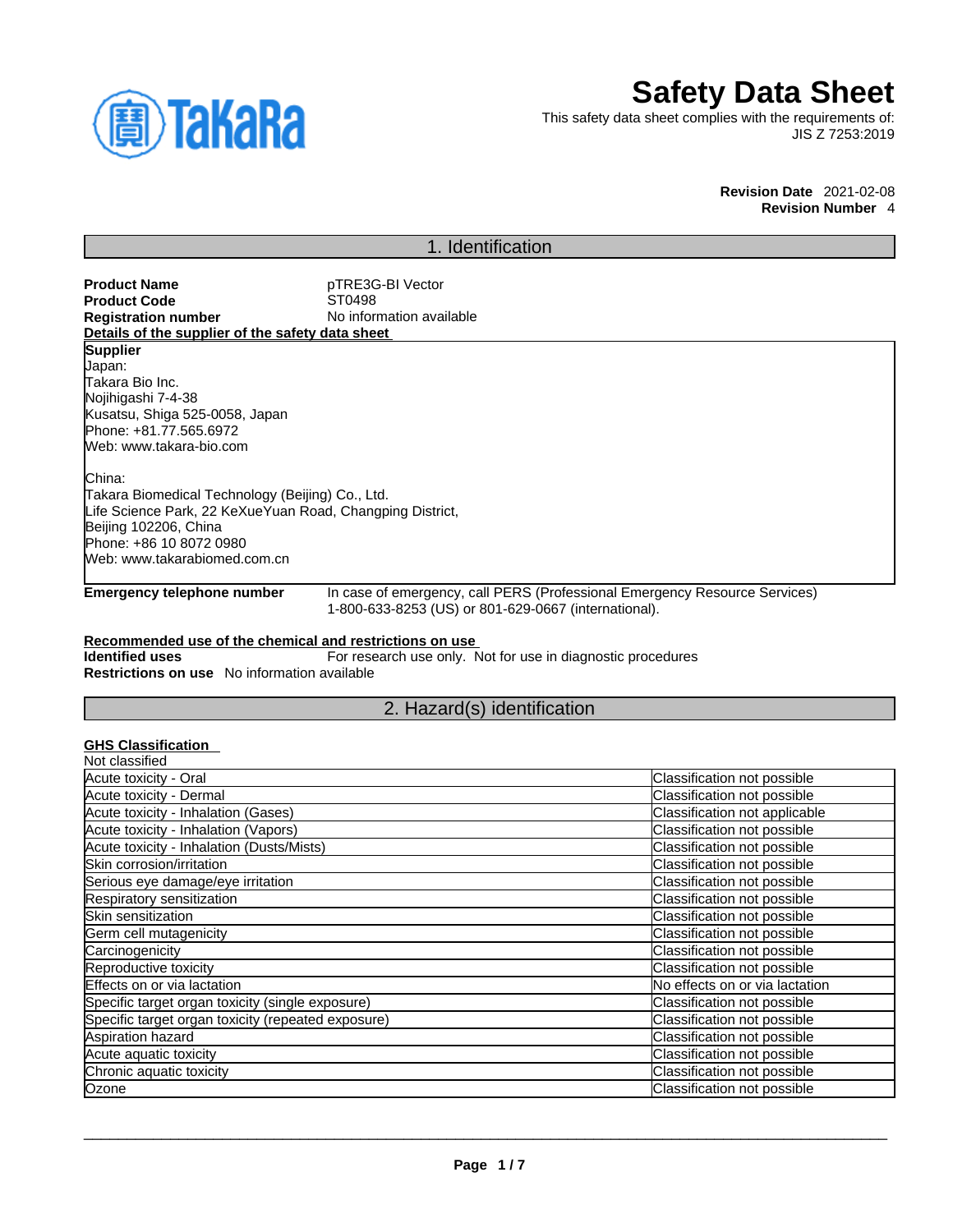# Safety Data Sheet

This safety data sheet complies with the requirements of:
JIS Z 7253:2019

**Revision Date** 2021-02-08
**Revision Number** 4

## 1. Identification

**Product Name** pTRE3G-BI Vector
**Product Code** ST0498
**Registration number** No information available

**Details of the supplier of the safety data sheet**

**Supplier**
Japan:
Takara Bio Inc.
Nojihigashi 7-4-38
Kusatsu, Shiga 525-0058, Japan
Phone: +81.77.565.6972
Web: www.takara-bio.com

China:
Takara Biomedical Technology (Beijing) Co., Ltd.
Life Science Park, 22 KeXueYuan Road, Changping District,
Beijing 102206, China
Phone: +86 10 8072 0980
Web: www.takarabiomed.com.cn

**Emergency telephone number** In case of emergency, call PERS (Professional Emergency Resource Services) 1-800-633-8253 (US) or 801-629-0667 (international).

**Recommended use of the chemical and restrictions on use**

**Identified uses** For research use only. Not for use in diagnostic procedures
**Restrictions on use** No information available

## 2. Hazard(s) identification

**GHS Classification**

Not classified

| | |
|---|---|
| Acute toxicity - Oral | Classification not possible |
| Acute toxicity - Dermal | Classification not possible |
| Acute toxicity - Inhalation (Gases) | Classification not applicable |
| Acute toxicity - Inhalation (Vapors) | Classification not possible |
| Acute toxicity - Inhalation (Dusts/Mists) | Classification not possible |
| Skin corrosion/irritation | Classification not possible |
| Serious eye damage/eye irritation | Classification not possible |
| Respiratory sensitization | Classification not possible |
| Skin sensitization | Classification not possible |
| Germ cell mutagenicity | Classification not possible |
| Carcinogenicity | Classification not possible |
| Reproductive toxicity | Classification not possible |
| Effects on or via lactation | No effects on or via lactation |
| Specific target organ toxicity (single exposure) | Classification not possible |
| Specific target organ toxicity (repeated exposure) | Classification not possible |
| Aspiration hazard | Classification not possible |
| Acute aquatic toxicity | Classification not possible |
| Chronic aquatic toxicity | Classification not possible |
| Ozone | Classification not possible |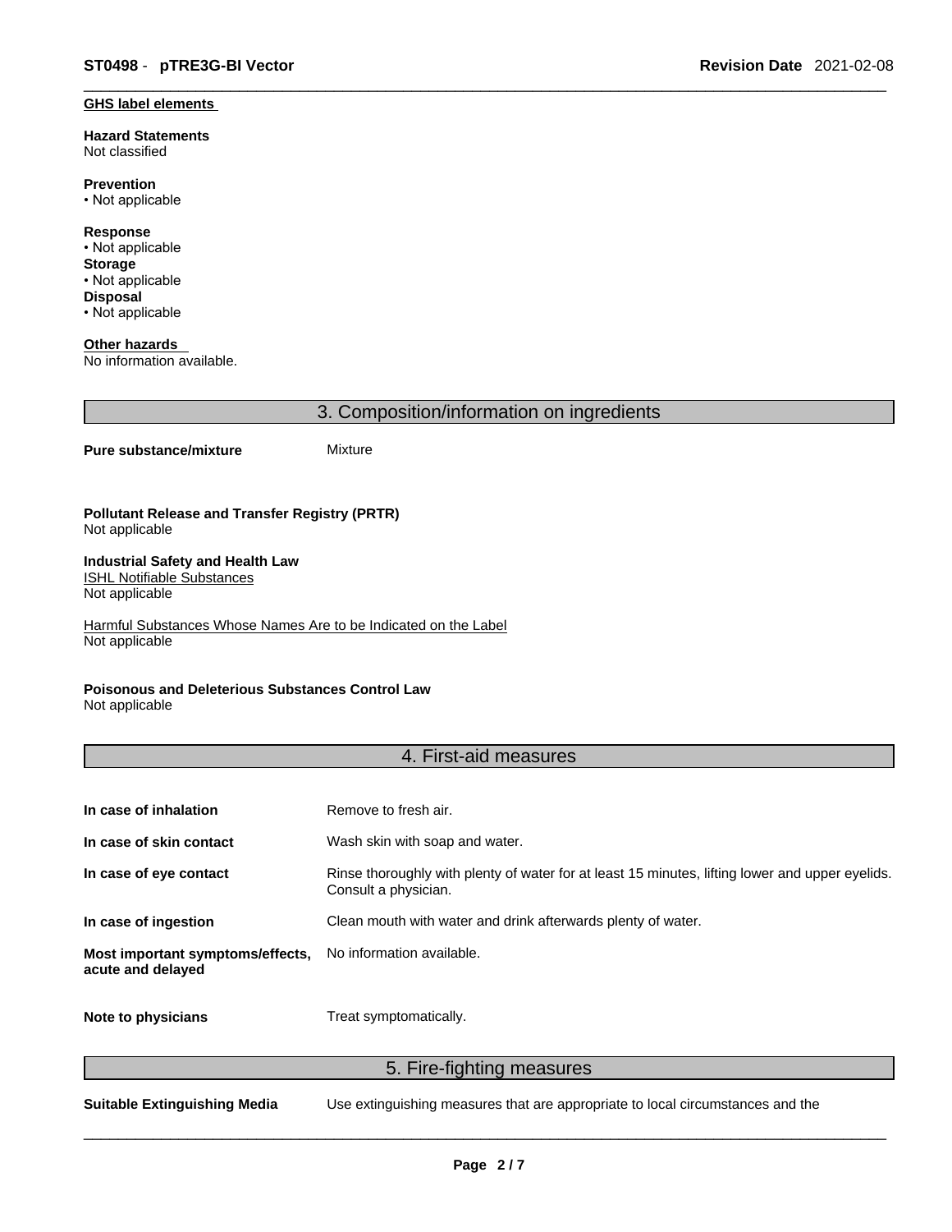**GHS label elements**

**Hazard Statements**
Not classified

**Prevention**
• Not applicable

**Response**
• Not applicable

**Storage**
• Not applicable

**Disposal**
• Not applicable

**Other hazards**
No information available.

## 3. Composition/information on ingredients

**Pure substance/mixture** Mixture

**Pollutant Release and Transfer Registry (PRTR)**
Not applicable

**Industrial Safety and Health Law**
ISHL Notifiable Substances
Not applicable

Harmful Substances Whose Names Are to be Indicated on the Label
Not applicable

**Poisonous and Deleterious Substances Control Law**
Not applicable

## 4. First-aid measures

| | |
|---|---|
| **In case of inhalation** | Remove to fresh air. |
| **In case of skin contact** | Wash skin with soap and water. |
| **In case of eye contact** | Rinse thoroughly with plenty of water for at least 15 minutes, lifting lower and upper eyelids. Consult a physician. |
| **In case of ingestion** | Clean mouth with water and drink afterwards plenty of water. |
| **Most important symptoms/effects, acute and delayed** | No information available. |
| **Note to physicians** | Treat symptomatically. |

## 5. Fire-fighting measures

**Suitable Extinguishing Media** Use extinguishing measures that are appropriate to local circumstances and the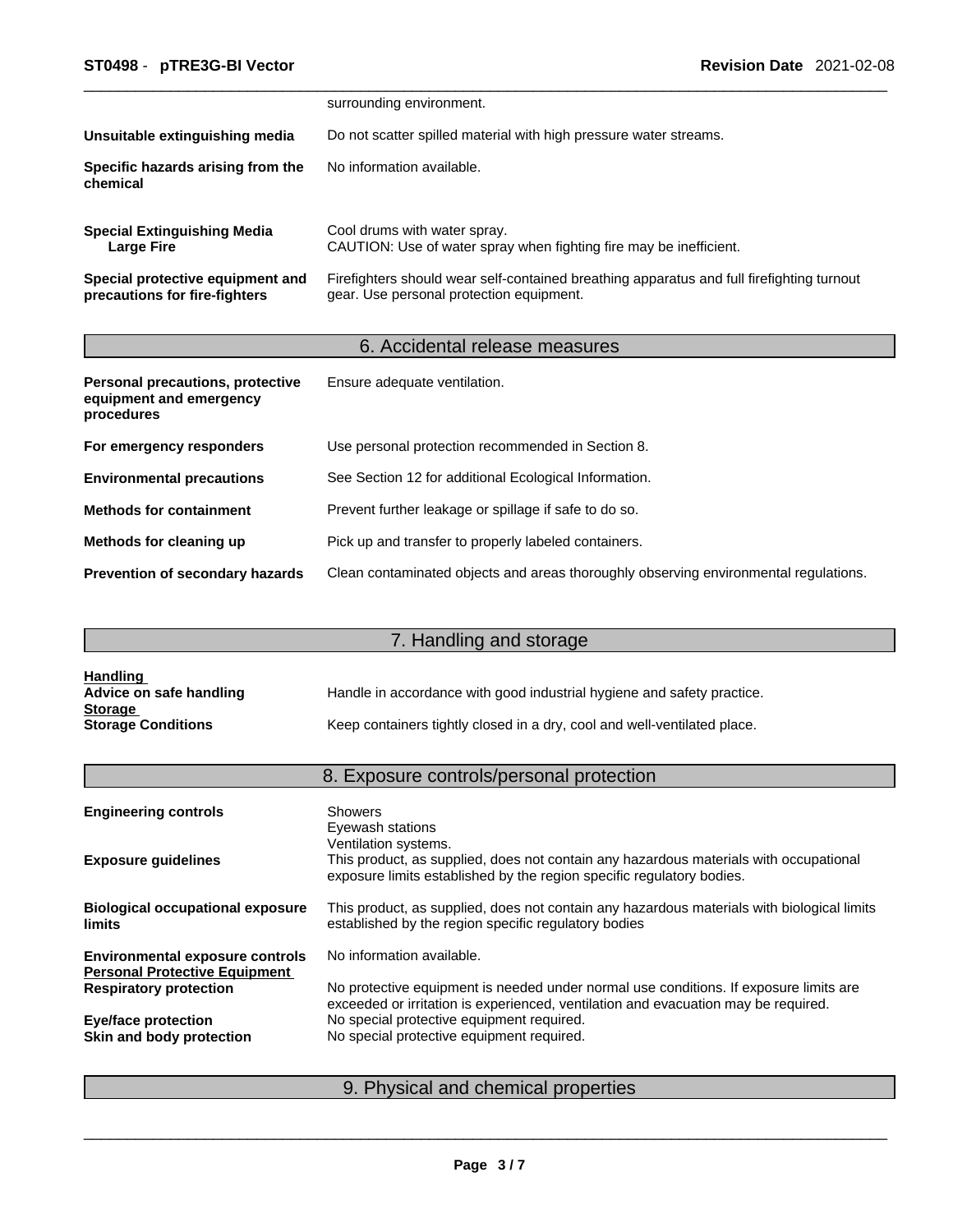surrounding environment.

| | |
|---|---|
| **Unsuitable extinguishing media** | Do not scatter spilled material with high pressure water streams. |
| **Specific hazards arising from the chemical** | No information available. |
| **Special Extinguishing Media**<br>**Large Fire** | Cool drums with water spray.<br>CAUTION: Use of water spray when fighting fire may be inefficient. |
| **Special protective equipment and precautions for fire-fighters** | Firefighters should wear self-contained breathing apparatus and full firefighting turnout gear. Use personal protection equipment. |

## 6. Accidental release measures

| | |
|---|---|
| **Personal precautions, protective equipment and emergency procedures** | Ensure adequate ventilation. |
| **For emergency responders** | Use personal protection recommended in Section 8. |
| **Environmental precautions** | See Section 12 for additional Ecological Information. |
| **Methods for containment** | Prevent further leakage or spillage if safe to do so. |
| **Methods for cleaning up** | Pick up and transfer to properly labeled containers. |
| **Prevention of secondary hazards** | Clean contaminated objects and areas thoroughly observing environmental regulations. |

## 7. Handling and storage

**Handling**

| | |
|---|---|
| **Advice on safe handling** | Handle in accordance with good industrial hygiene and safety practice. |

**Storage**

| | |
|---|---|
| **Storage Conditions** | Keep containers tightly closed in a dry, cool and well-ventilated place. |

## 8. Exposure controls/personal protection

| | |
|---|---|
| **Engineering controls** | Showers<br>Eyewash stations<br>Ventilation systems. |
| **Exposure guidelines** | This product, as supplied, does not contain any hazardous materials with occupational exposure limits established by the region specific regulatory bodies. |
| **Biological occupational exposure limits** | This product, as supplied, does not contain any hazardous materials with biological limits established by the region specific regulatory bodies |
| **Environmental exposure controls** | No information available. |

**Personal Protective Equipment**

| | |
|---|---|
| **Respiratory protection** | No protective equipment is needed under normal use conditions. If exposure limits are exceeded or irritation is experienced, ventilation and evacuation may be required. |
| **Eye/face protection** | No special protective equipment required. |
| **Skin and body protection** | No special protective equipment required. |

## 9. Physical and chemical properties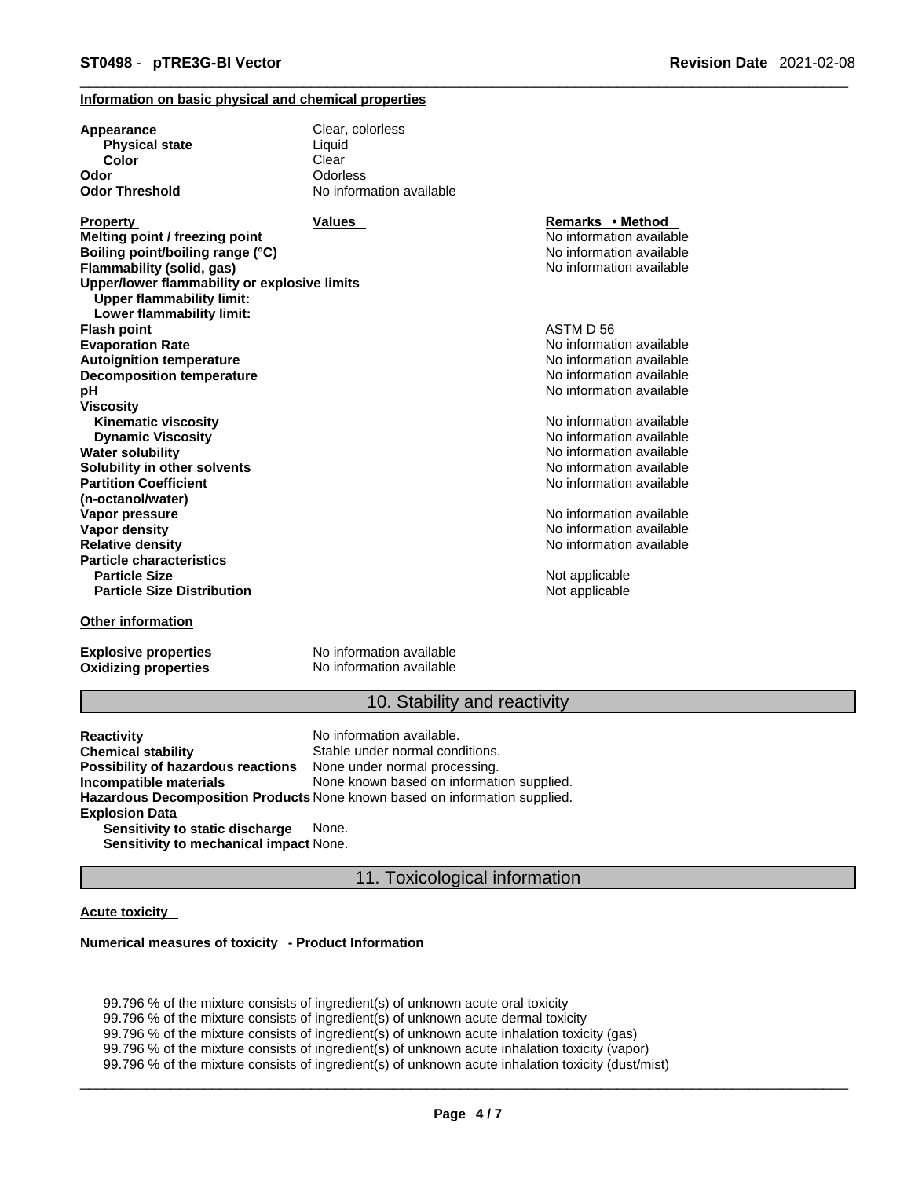**Information on basic physical and chemical properties**

| | | |
|---|---|---|
| **Appearance** | Clear, colorless | |
| **Physical state** | Liquid | |
| **Color** | Clear | |
| **Odor** | Odorless | |
| **Odor Threshold** | No information available | |

| Property | Values | Remarks • Method |
|---|---|---|
| **Melting point / freezing point** | | No information available |
| **Boiling point/boiling range (°C)** | | No information available |
| **Flammability (solid, gas)** | | No information available |
| **Upper/lower flammability or explosive limits** | | |
| **Upper flammability limit:** | | |
| **Lower flammability limit:** | | |
| **Flash point** | | ASTM D 56 |
| **Evaporation Rate** | | No information available |
| **Autoignition temperature** | | No information available |
| **Decomposition temperature** | | No information available |
| **pH** | | No information available |
| **Viscosity** | | |
| **Kinematic viscosity** | | No information available |
| **Dynamic Viscosity** | | No information available |
| **Water solubility** | | No information available |
| **Solubility in other solvents** | | No information available |
| **Partition Coefficient (n-octanol/water)** | | No information available |
| **Vapor pressure** | | No information available |
| **Vapor density** | | No information available |
| **Relative density** | | No information available |
| **Particle characteristics** | | |
| **Particle Size** | | Not applicable |
| **Particle Size Distribution** | | Not applicable |

**Other information**

| | |
|---|---|
| **Explosive properties** | No information available |
| **Oxidizing properties** | No information available |

## 10. Stability and reactivity

| | |
|---|---|
| **Reactivity** | No information available. |
| **Chemical stability** | Stable under normal conditions. |
| **Possibility of hazardous reactions** | None under normal processing. |
| **Incompatible materials** | None known based on information supplied. |
| **Hazardous Decomposition Products** | None known based on information supplied. |
| **Explosion Data** | |
| **Sensitivity to static discharge** | None. |
| **Sensitivity to mechanical impact** | None. |

## 11. Toxicological information

**Acute toxicity**

**Numerical measures of toxicity - Product Information**

99.796 % of the mixture consists of ingredient(s) of unknown acute oral toxicity
99.796 % of the mixture consists of ingredient(s) of unknown acute dermal toxicity
99.796 % of the mixture consists of ingredient(s) of unknown acute inhalation toxicity (gas)
99.796 % of the mixture consists of ingredient(s) of unknown acute inhalation toxicity (vapor)
99.796 % of the mixture consists of ingredient(s) of unknown acute inhalation toxicity (dust/mist)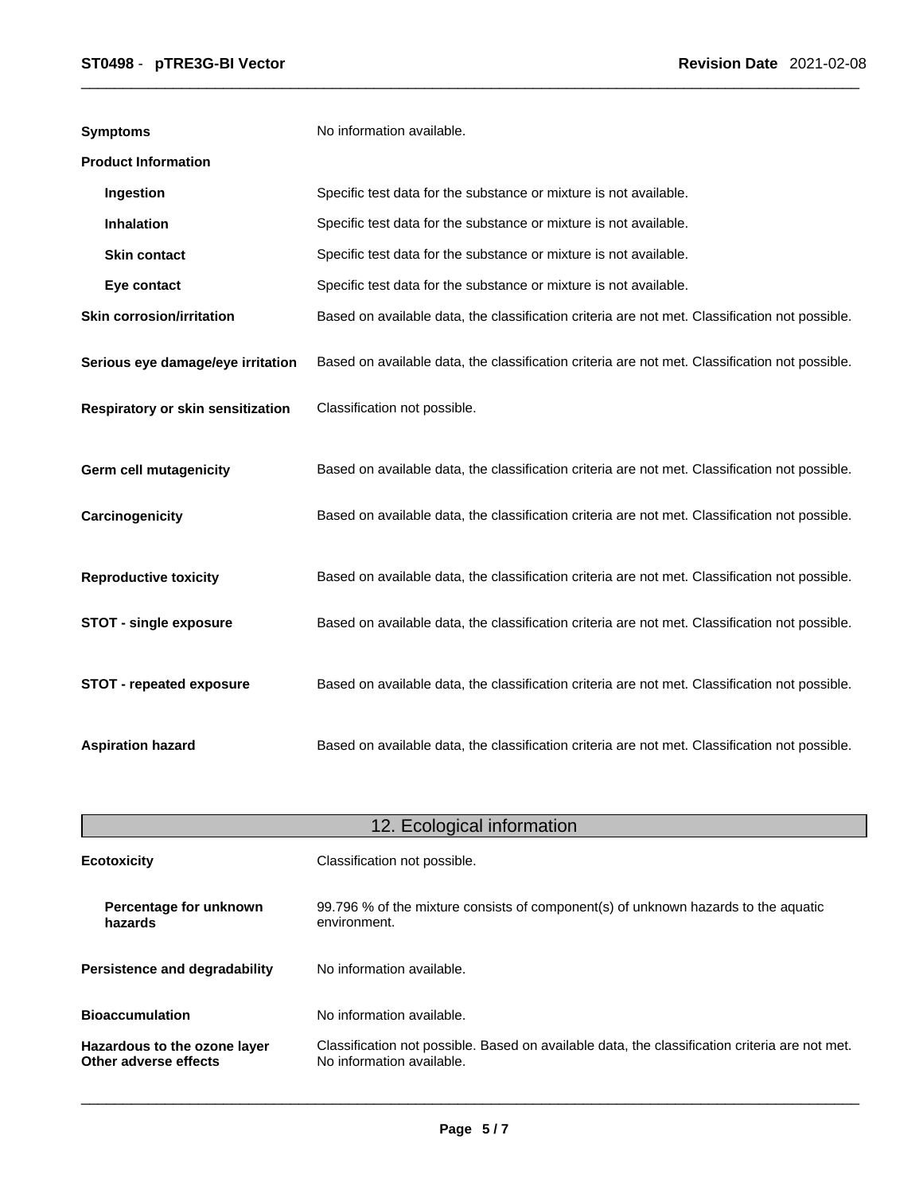**Symptoms** No information available.

**Product Information**

| | |
|---|---|
| **Ingestion** | Specific test data for the substance or mixture is not available. |
| **Inhalation** | Specific test data for the substance or mixture is not available. |
| **Skin contact** | Specific test data for the substance or mixture is not available. |
| **Eye contact** | Specific test data for the substance or mixture is not available. |

| | |
|---|---|
| **Skin corrosion/irritation** | Based on available data, the classification criteria are not met. Classification not possible. |
| **Serious eye damage/eye irritation** | Based on available data, the classification criteria are not met. Classification not possible. |
| **Respiratory or skin sensitization** | Classification not possible. |
| **Germ cell mutagenicity** | Based on available data, the classification criteria are not met. Classification not possible. |
| **Carcinogenicity** | Based on available data, the classification criteria are not met. Classification not possible. |
| **Reproductive toxicity** | Based on available data, the classification criteria are not met. Classification not possible. |
| **STOT - single exposure** | Based on available data, the classification criteria are not met. Classification not possible. |
| **STOT - repeated exposure** | Based on available data, the classification criteria are not met. Classification not possible. |
| **Aspiration hazard** | Based on available data, the classification criteria are not met. Classification not possible. |

## 12. Ecological information

| | |
|---|---|
| **Ecotoxicity** | Classification not possible. |
| **Percentage for unknown hazards** | 99.796 % of the mixture consists of component(s) of unknown hazards to the aquatic environment. |
| **Persistence and degradability** | No information available. |
| **Bioaccumulation** | No information available. |
| **Hazardous to the ozone layer** | Classification not possible. Based on available data, the classification criteria are not met. |
| **Other adverse effects** | No information available. |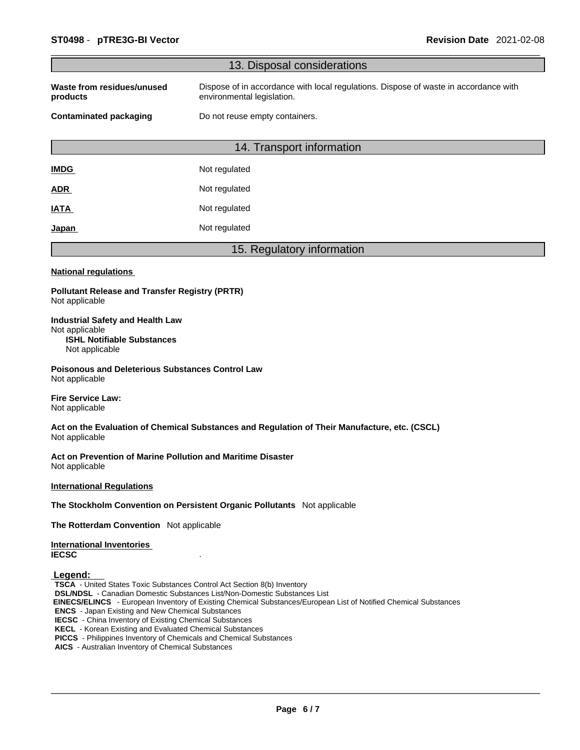## 13. Disposal considerations

| | |
|---|---|
| **Waste from residues/unused products** | Dispose of in accordance with local regulations. Dispose of waste in accordance with environmental legislation. |
| **Contaminated packaging** | Do not reuse empty containers. |

## 14. Transport information

| | |
|---|---|
| **IMDG** | Not regulated |
| **ADR** | Not regulated |
| **IATA** | Not regulated |
| **Japan** | Not regulated |

## 15. Regulatory information

**National regulations**

**Pollutant Release and Transfer Registry (PRTR)**
Not applicable

**Industrial Safety and Health Law**
Not applicable
**ISHL Notifiable Substances**
Not applicable

**Poisonous and Deleterious Substances Control Law**
Not applicable

**Fire Service Law:**
Not applicable

**Act on the Evaluation of Chemical Substances and Regulation of Their Manufacture, etc. (CSCL)**
Not applicable

**Act on Prevention of Marine Pollution and Maritime Disaster**
Not applicable

**International Regulations**

**The Stockholm Convention on Persistent Organic Pollutants** Not applicable

**The Rotterdam Convention** Not applicable

**International Inventories**
**IECSC** .

**Legend:**
**TSCA** - United States Toxic Substances Control Act Section 8(b) Inventory
**DSL/NDSL** - Canadian Domestic Substances List/Non-Domestic Substances List
**EINECS/ELINCS** - European Inventory of Existing Chemical Substances/European List of Notified Chemical Substances
**ENCS** - Japan Existing and New Chemical Substances
**IECSC** - China Inventory of Existing Chemical Substances
**KECL** - Korean Existing and Evaluated Chemical Substances
**PICCS** - Philippines Inventory of Chemicals and Chemical Substances
**AICS** - Australian Inventory of Chemical Substances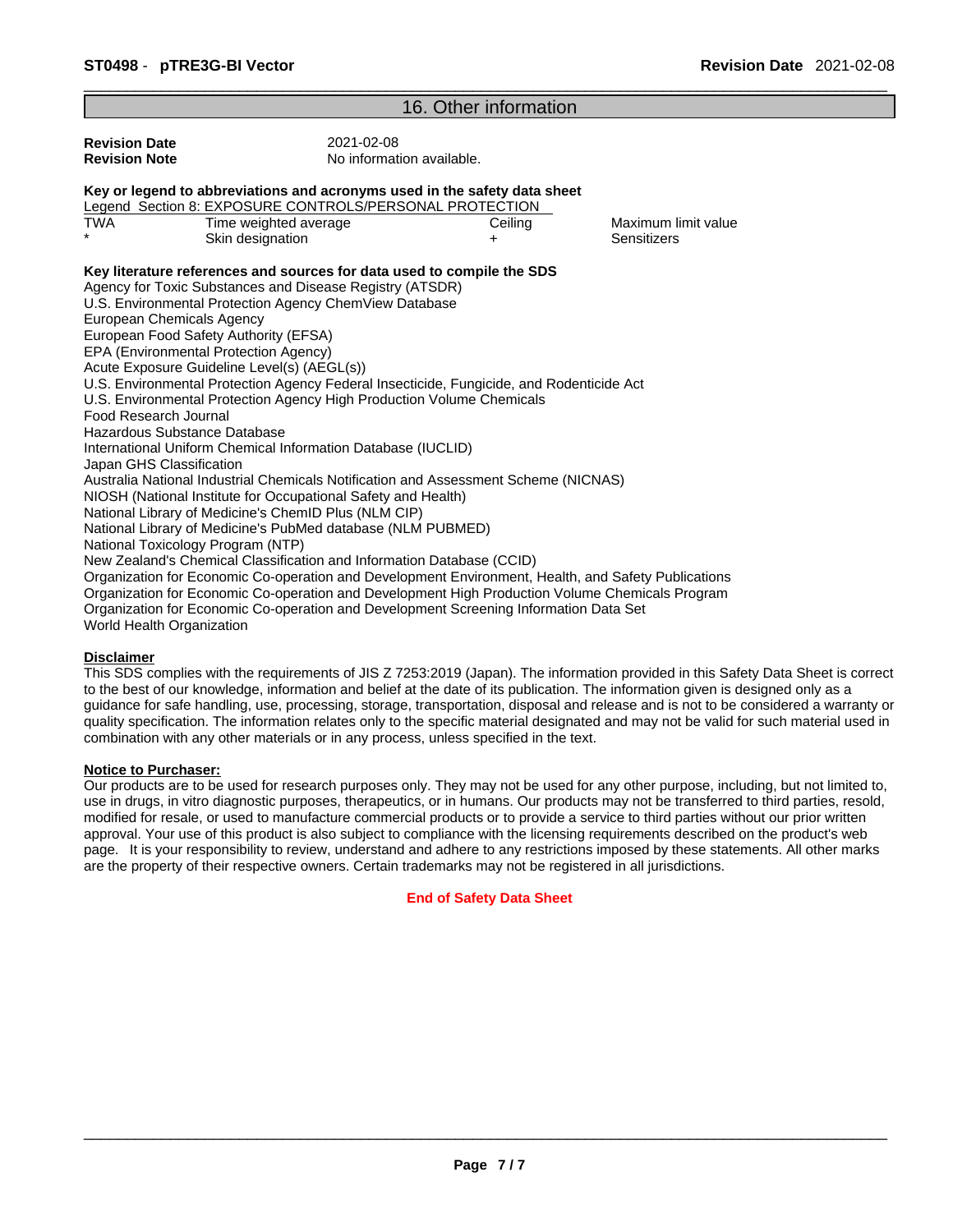## 16. Other information

**Revision Date** 2021-02-08
**Revision Note** No information available.

**Key or legend to abbreviations and acronyms used in the safety data sheet**

Legend Section 8: EXPOSURE CONTROLS/PERSONAL PROTECTION

| | | | |
|---|---|---|---|
| TWA | Time weighted average | Ceiling | Maximum limit value |
| * | Skin designation | + | Sensitizers |

**Key literature references and sources for data used to compile the SDS**

Agency for Toxic Substances and Disease Registry (ATSDR)
U.S. Environmental Protection Agency ChemView Database
European Chemicals Agency
European Food Safety Authority (EFSA)
EPA (Environmental Protection Agency)
Acute Exposure Guideline Level(s) (AEGL(s))
U.S. Environmental Protection Agency Federal Insecticide, Fungicide, and Rodenticide Act
U.S. Environmental Protection Agency High Production Volume Chemicals
Food Research Journal
Hazardous Substance Database
International Uniform Chemical Information Database (IUCLID)
Japan GHS Classification
Australia National Industrial Chemicals Notification and Assessment Scheme (NICNAS)
NIOSH (National Institute for Occupational Safety and Health)
National Library of Medicine's ChemID Plus (NLM CIP)
National Library of Medicine's PubMed database (NLM PUBMED)
National Toxicology Program (NTP)
New Zealand's Chemical Classification and Information Database (CCID)
Organization for Economic Co-operation and Development Environment, Health, and Safety Publications
Organization for Economic Co-operation and Development High Production Volume Chemicals Program
Organization for Economic Co-operation and Development Screening Information Data Set
World Health Organization

**Disclaimer**

This SDS complies with the requirements of JIS Z 7253:2019 (Japan). The information provided in this Safety Data Sheet is correct to the best of our knowledge, information and belief at the date of its publication. The information given is designed only as a guidance for safe handling, use, processing, storage, transportation, disposal and release and is not to be considered a warranty or quality specification. The information relates only to the specific material designated and may not be valid for such material used in combination with any other materials or in any process, unless specified in the text.

**Notice to Purchaser:**

Our products are to be used for research purposes only. They may not be used for any other purpose, including, but not limited to, use in drugs, in vitro diagnostic purposes, therapeutics, or in humans. Our products may not be transferred to third parties, resold, modified for resale, or used to manufacture commercial products or to provide a service to third parties without our prior written approval. Your use of this product is also subject to compliance with the licensing requirements described on the product's web page. It is your responsibility to review, understand and adhere to any restrictions imposed by these statements. All other marks are the property of their respective owners. Certain trademarks may not be registered in all jurisdictions.

**End of Safety Data Sheet**